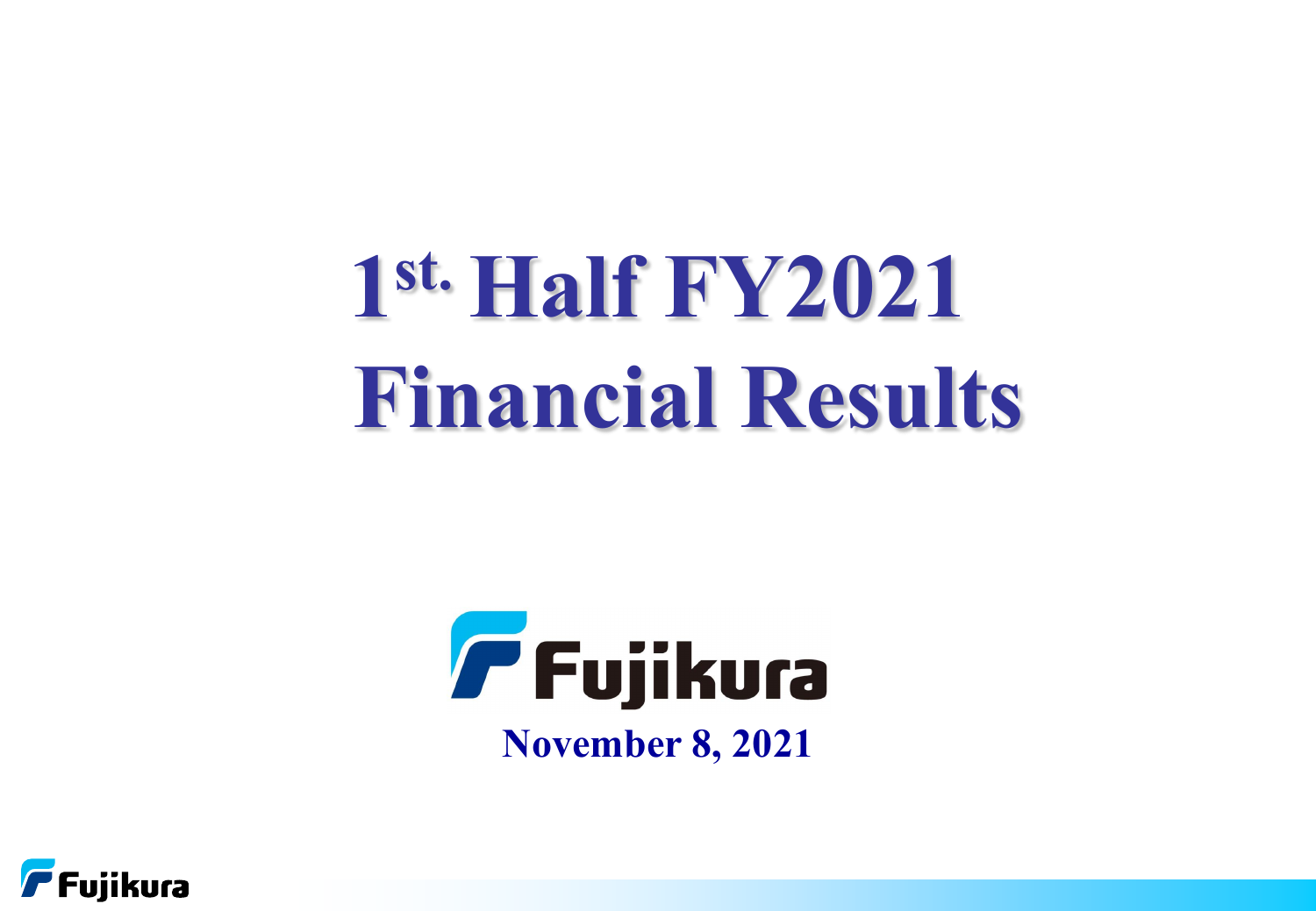# 1st. Half FY2021 Financial Results

Fujikura

November 8, 2021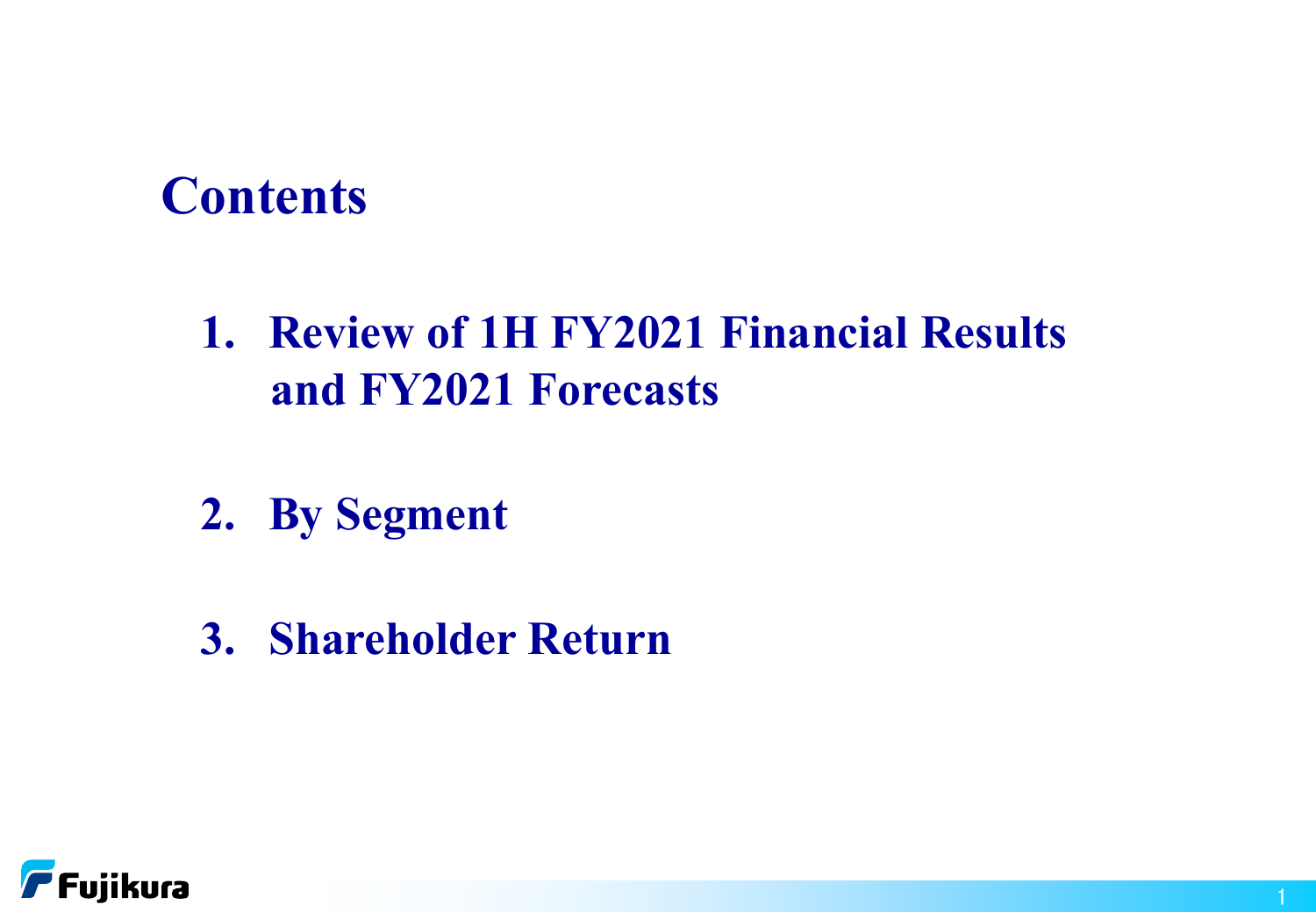# Contents

1. Review of 1H FY2021 Financial Results and FY2021 Forecasts

2. By Segment

3. Shareholder Return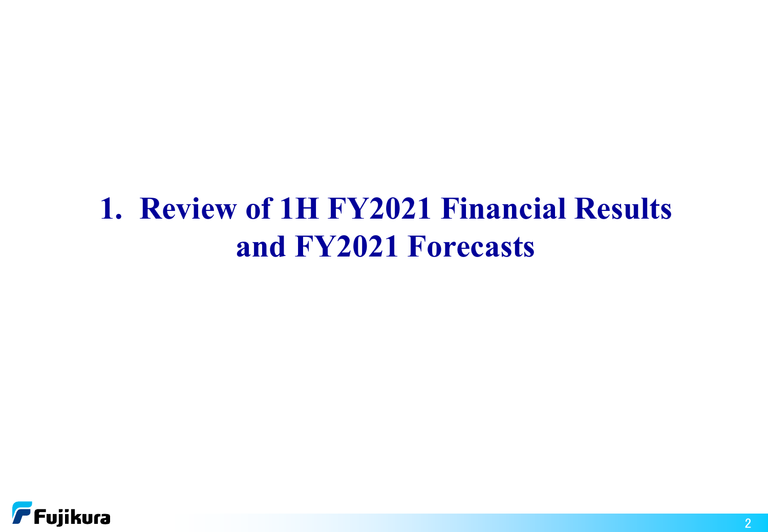# 1. Review of 1H FY2021 Financial Results and FY2021 Forecasts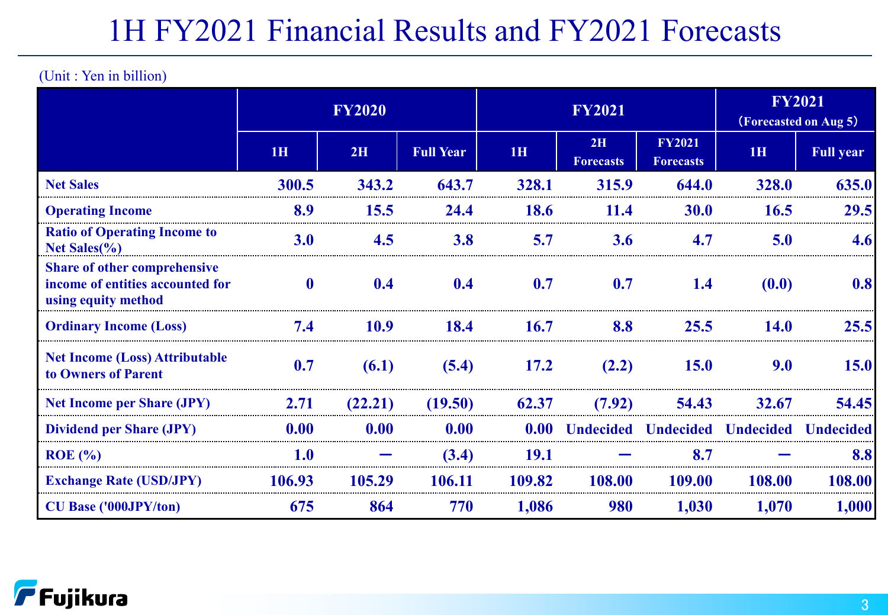# 1H FY2021 Financial Results and FY2021 Forecasts

(Unit : Yen in billion)

| | FY2020 | | | FY2021 | | | FY2021 (Forecasted on Aug 5) | |
|---|---|---|---|---|---|---|---|---|
| | 1H | 2H | Full Year | 1H | 2H Forecasts | FY2021 Forecasts | 1H | Full year |
| **Net Sales** | **300.5** | **343.2** | **643.7** | **328.1** | **315.9** | **644.0** | **328.0** | **635.0** |
| **Operating Income** | **8.9** | **15.5** | **24.4** | **18.6** | **11.4** | **30.0** | **16.5** | **29.5** |
| **Ratio of Operating Income to Net Sales(%)** | **3.0** | **4.5** | **3.8** | **5.7** | **3.6** | **4.7** | **5.0** | **4.6** |
| **Share of other comprehensive income of entities accounted for using equity method** | **0** | **0.4** | **0.4** | **0.7** | **0.7** | **1.4** | **(0.0)** | **0.8** |
| **Ordinary Income (Loss)** | **7.4** | **10.9** | **18.4** | **16.7** | **8.8** | **25.5** | **14.0** | **25.5** |
| **Net Income (Loss) Attributable to Owners of Parent** | **0.7** | **(6.1)** | **(5.4)** | **17.2** | **(2.2)** | **15.0** | **9.0** | **15.0** |
| **Net Income per Share (JPY)** | **2.71** | **(22.21)** | **(19.50)** | **62.37** | **(7.92)** | **54.43** | **32.67** | **54.45** |
| **Dividend per Share (JPY)** | **0.00** | **0.00** | **0.00** | **0.00** | **Undecided** | **Undecided** | **Undecided** | **Undecided** |
| **ROE (%)** | **1.0** | **ー** | **(3.4)** | **19.1** | **ー** | **8.7** | **ー** | **8.8** |
| **Exchange Rate (USD/JPY)** | **106.93** | **105.29** | **106.11** | **109.82** | **108.00** | **109.00** | **108.00** | **108.00** |
| **CU Base ('000JPY/ton)** | **675** | **864** | **770** | **1,086** | **980** | **1,030** | **1,070** | **1,000** |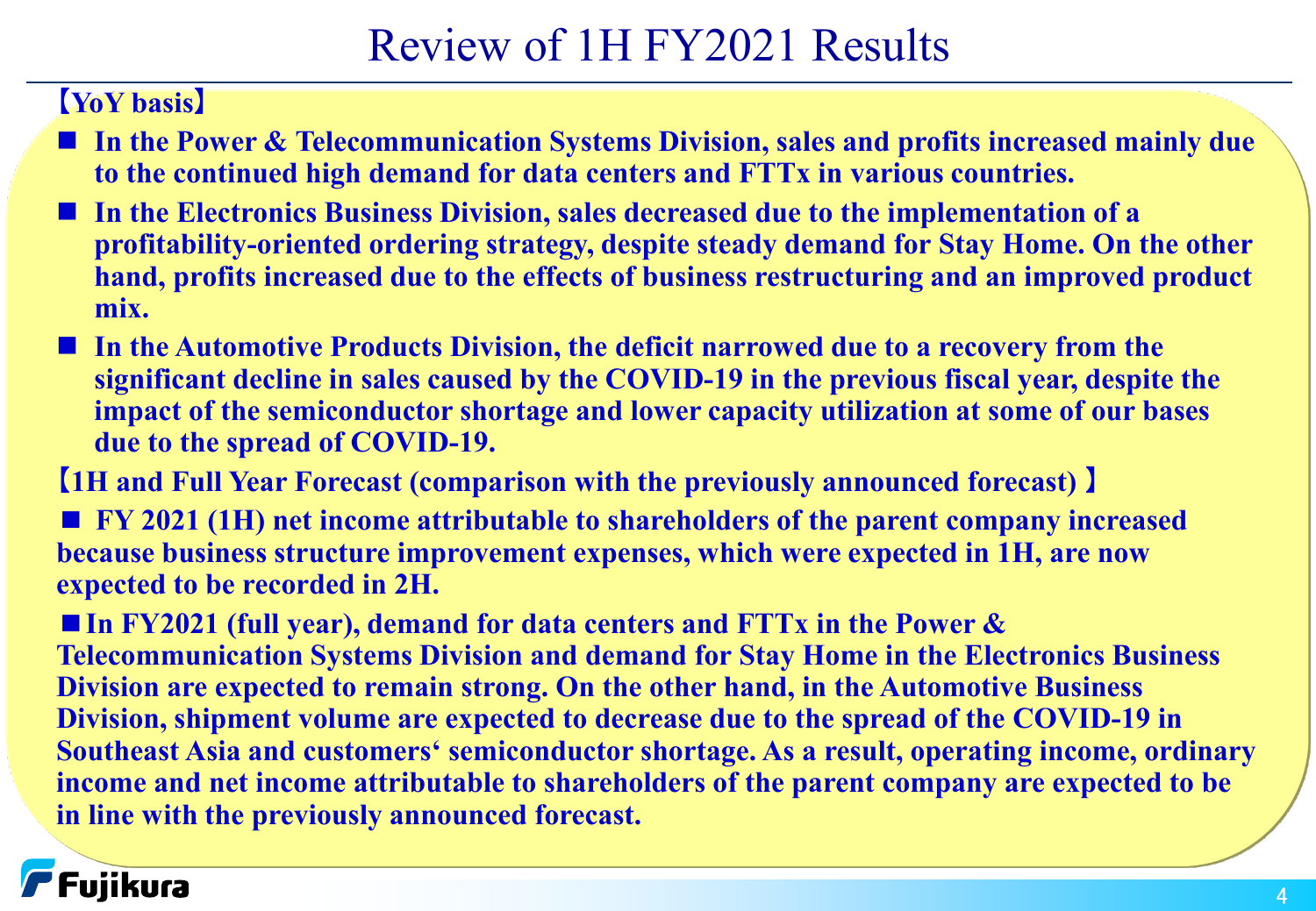# Review of 1H FY2021 Results

**【YoY basis】**

- **In the Power & Telecommunication Systems Division, sales and profits increased mainly due to the continued high demand for data centers and FTTx in various countries.**
- **In the Electronics Business Division, sales decreased due to the implementation of a profitability-oriented ordering strategy, despite steady demand for Stay Home. On the other hand, profits increased due to the effects of business restructuring and an improved product mix.**
- **In the Automotive Products Division, the deficit narrowed due to a recovery from the significant decline in sales caused by the COVID-19 in the previous fiscal year, despite the impact of the semiconductor shortage and lower capacity utilization at some of our bases due to the spread of COVID-19.**

**【1H and Full Year Forecast (comparison with the previously announced forecast) 】**

- **FY 2021 (1H) net income attributable to shareholders of the parent company increased because business structure improvement expenses, which were expected in 1H, are now expected to be recorded in 2H.**
- **In FY2021 (full year), demand for data centers and FTTx in the Power & Telecommunication Systems Division and demand for Stay Home in the Electronics Business Division are expected to remain strong. On the other hand, in the Automotive Business Division, shipment volume are expected to decrease due to the spread of the COVID-19 in Southeast Asia and customers' semiconductor shortage. As a result, operating income, ordinary income and net income attributable to shareholders of the parent company are expected to be in line with the previously announced forecast.**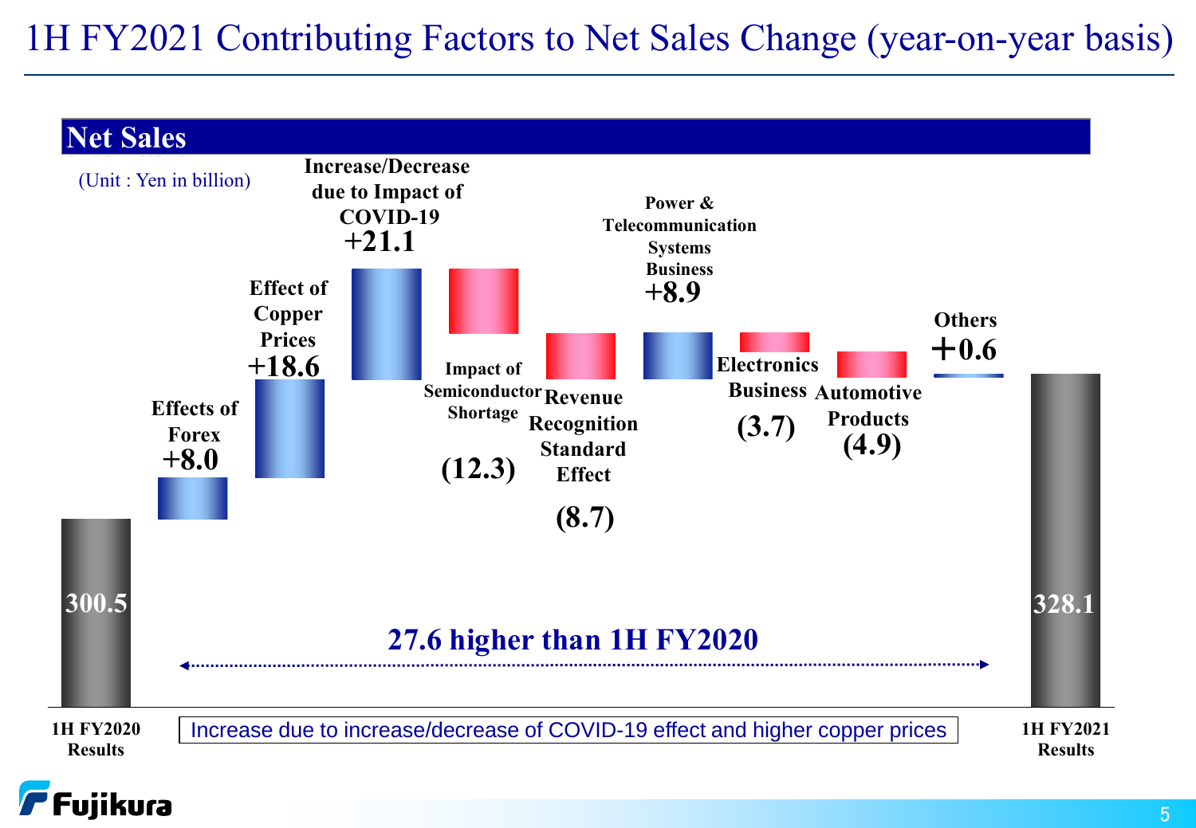# 1H FY2021 Contributing Factors to Net Sales Change (year-on-year basis)

## Net Sales

(Unit : Yen in billion)

| Item | Amount |
| --- | --- |
| 1H FY2020 Results | 300.5 |
| Effects of Forex | +8.0 |
| Effect of Copper Prices | +18.6 |
| Increase/Decrease due to Impact of COVID-19 | +21.1 |
| Impact of Semiconductor Shortage | (12.3) |
| Revenue Recognition Standard Effect | (8.7) |
| Power & Telecommunication Systems Business | +8.9 |
| Electronics Business | (3.7) |
| Automotive Products | (4.9) |
| Others | +0.6 |
| 1H FY2021 Results | 328.1 |

27.6 higher than 1H FY2020

Increase due to increase/decrease of COVID-19 effect and higher copper prices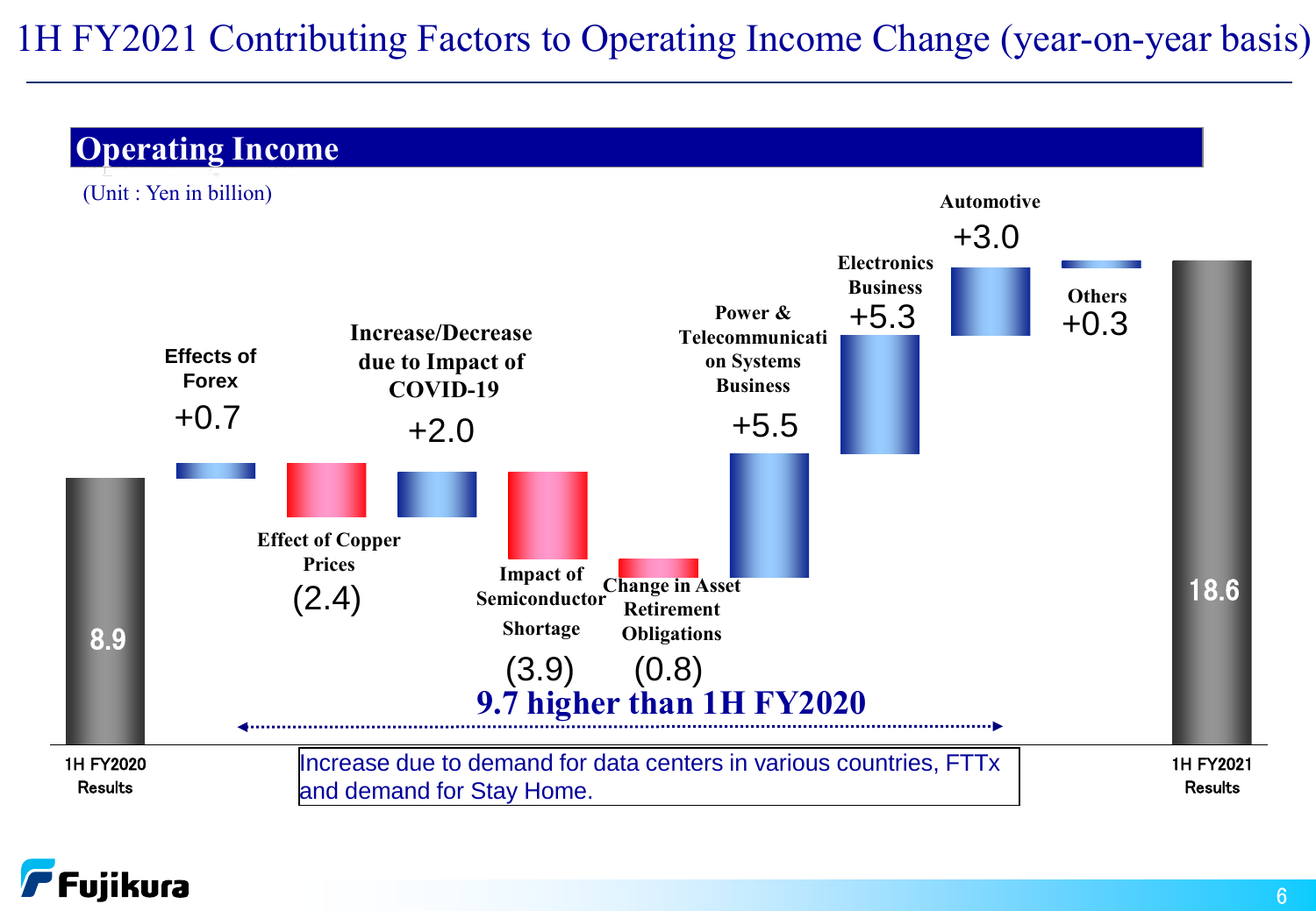# 1H FY2021 Contributing Factors to Operating Income Change (year-on-year basis)

## Operating Income

(Unit : Yen in billion)

| Item | Amount |
|---|---|
| 1H FY2020 Results | 8.9 |
| Effects of Forex | +0.7 |
| Effect of Copper Prices | (2.4) |
| Increase/Decrease due to Impact of COVID-19 | +2.0 |
| Impact of Semiconductor Shortage | (3.9) |
| Change in Asset Retirement Obligations | (0.8) |
| Power & Telecommunication Systems Business | +5.5 |
| Electronics Business | +5.3 |
| Automotive | +3.0 |
| Others | +0.3 |
| 1H FY2021 Results | 18.6 |

**9.7 higher than 1H FY2020**

Increase due to demand for data centers in various countries, FTTx and demand for Stay Home.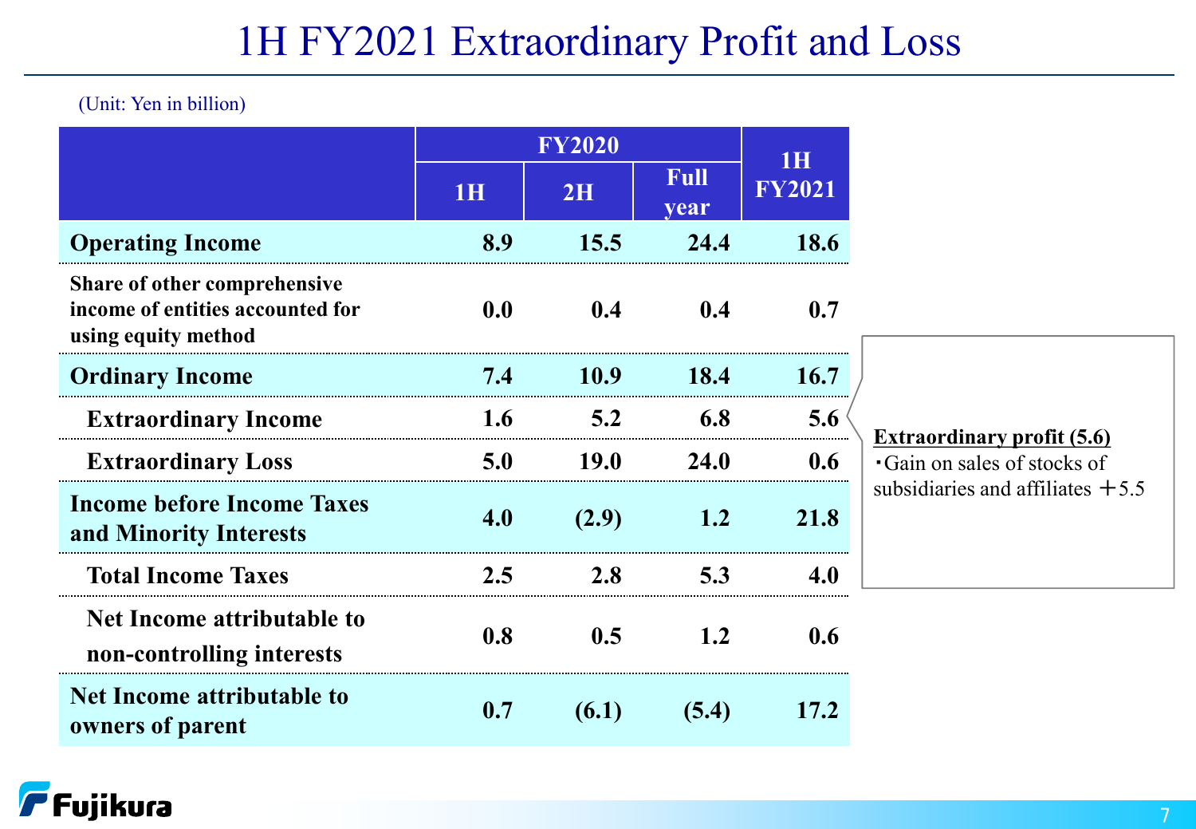# 1H FY2021 Extraordinary Profit and Loss

(Unit: Yen in billion)

| | FY2020 | | | 1H FY2021 |
|---|---|---|---|---|
| | 1H | 2H | Full year | |
| **Operating Income** | 8.9 | 15.5 | 24.4 | 18.6 |
| **Share of other comprehensive income of entities accounted for using equity method** | 0.0 | 0.4 | 0.4 | 0.7 |
| **Ordinary Income** | 7.4 | 10.9 | 18.4 | 16.7 |
| **Extraordinary Income** | 1.6 | 5.2 | 6.8 | 5.6 |
| **Extraordinary Loss** | 5.0 | 19.0 | 24.0 | 0.6 |
| **Income before Income Taxes and Minority Interests** | 4.0 | (2.9) | 1.2 | 21.8 |
| **Total Income Taxes** | 2.5 | 2.8 | 5.3 | 4.0 |
| **Net Income attributable to non-controlling interests** | 0.8 | 0.5 | 1.2 | 0.6 |
| **Net Income attributable to owners of parent** | 0.7 | (6.1) | (5.4) | 17.2 |

**Extraordinary profit (5.6)**

・Gain on sales of stocks of subsidiaries and affiliates ＋5.5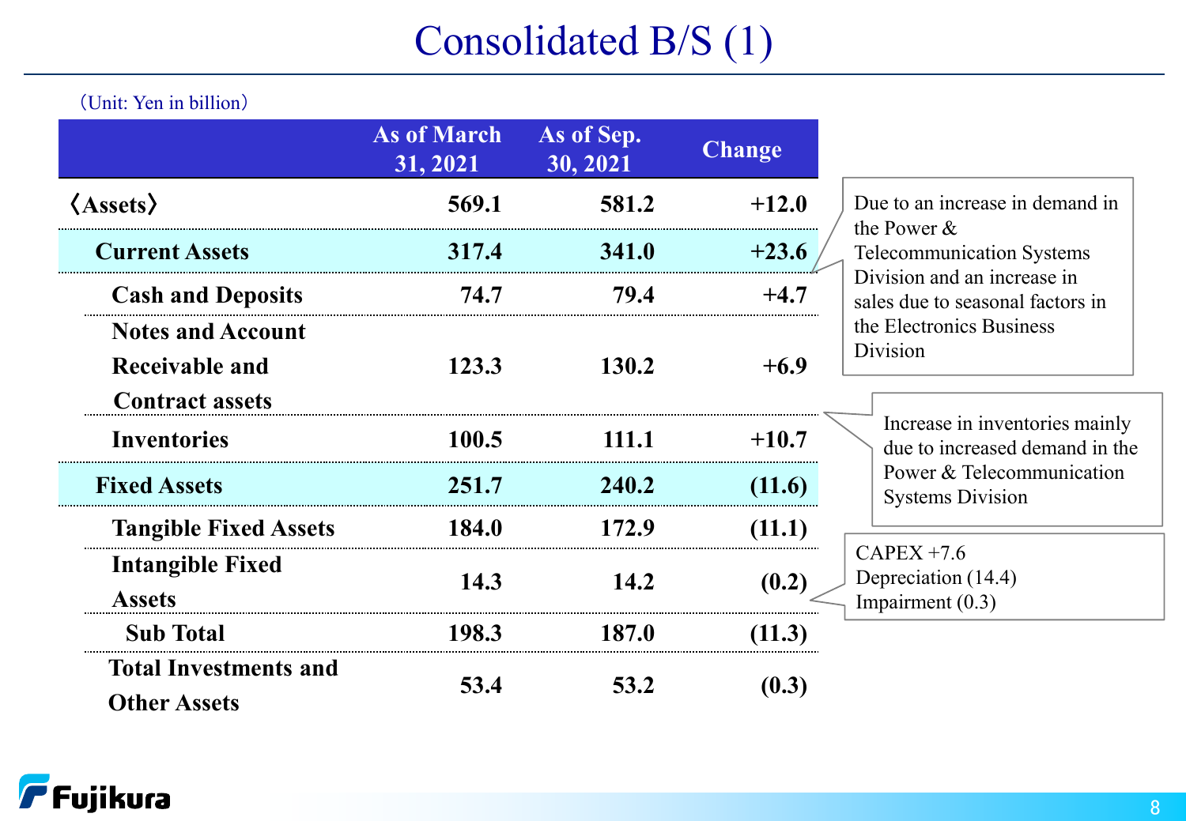# Consolidated B/S (1)

（Unit: Yen in billion）

| | As of March 31, 2021 | As of Sep. 30, 2021 | Change |
|---|---|---|---|
| **〈Assets〉** | **569.1** | **581.2** | **+12.0** |
| **Current Assets** | **317.4** | **341.0** | **+23.6** |
| Cash and Deposits | 74.7 | 79.4 | +4.7 |
| Notes and Account Receivable and Contract assets | 123.3 | 130.2 | +6.9 |
| Inventories | 100.5 | 111.1 | +10.7 |
| **Fixed Assets** | **251.7** | **240.2** | **(11.6)** |
| Tangible Fixed Assets | 184.0 | 172.9 | (11.1) |
| Intangible Fixed Assets | 14.3 | 14.2 | (0.2) |
| Sub Total | 198.3 | 187.0 | (11.3) |
| Total Investments and Other Assets | 53.4 | 53.2 | (0.3) |

Due to an increase in demand in the Power & Telecommunication Systems Division and an increase in sales due to seasonal factors in the Electronics Business Division

Increase in inventories mainly due to increased demand in the Power & Telecommunication Systems Division

CAPEX +7.6
Depreciation (14.4)
Impairment (0.3)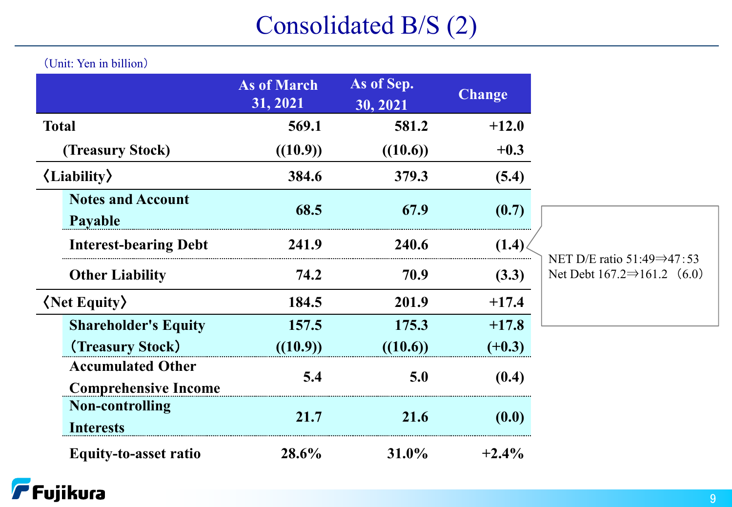# Consolidated B/S (2)

（Unit: Yen in billion）

| | As of March 31, 2021 | As of Sep. 30, 2021 | Change |
|---|---|---|---|
| **Total** | **569.1** | **581.2** | **+12.0** |
| **(Treasury Stock)** | **((10.9))** | **((10.6))** | **+0.3** |
| **〈Liability〉** | **384.6** | **379.3** | **(5.4)** |
| **Notes and Account Payable** | **68.5** | **67.9** | **(0.7)** |
| **Interest-bearing Debt** | **241.9** | **240.6** | **(1.4)** |
| **Other Liability** | **74.2** | **70.9** | **(3.3)** |
| **〈Net Equity〉** | **184.5** | **201.9** | **+17.4** |
| **Shareholder's Equity** | **157.5** | **175.3** | **+17.8** |
| **（Treasury Stock）** | **((10.9))** | **((10.6))** | **(+0.3)** |
| **Accumulated Other Comprehensive Income** | **5.4** | **5.0** | **(0.4)** |
| **Non-controlling Interests** | **21.7** | **21.6** | **(0.0)** |
| **Equity-to-asset ratio** | **28.6%** | **31.0%** | **+2.4%** |

NET D/E ratio 51:49⇒47：53
Net Debt 167.2⇒161.2 （6.0）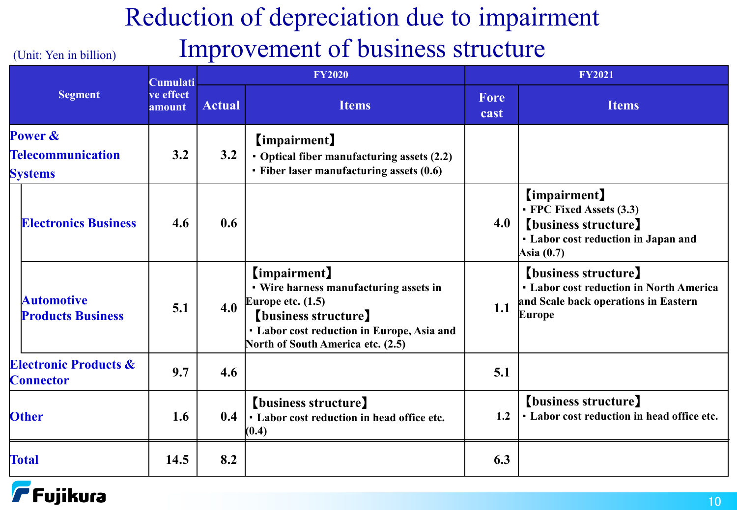# Reduction of depreciation due to impairment
# Improvement of business structure

(Unit: Yen in billion)

| Segment | Cumulative effect amount | FY2020 | | FY2021 | |
|---|---|---|---|---|---|
| | | Actual | Items | Fore cast | Items |
| **Power & Telecommunication Systems** | 3.2 | 3.2 | 【impairment】<br>・Optical fiber manufacturing assets (2.2)<br>・Fiber laser manufacturing assets (0.6) | | |
| **Electronics Business** | 4.6 | 0.6 | | 4.0 | 【impairment】<br>・FPC Fixed Assets (3.3)<br>【business structure】<br>・Labor cost reduction in Japan and Asia (0.7) |
| **Automotive Products Business** | 5.1 | 4.0 | 【impairment】<br>・Wire harness manufacturing assets in Europe etc. (1.5)<br>【business structure】<br>・Labor cost reduction in Europe, Asia and North of South America etc. (2.5) | 1.1 | 【business structure】<br>・Labor cost reduction in North America and Scale back operations in Eastern Europe |
| **Electronic Products & Connector** | 9.7 | 4.6 | | 5.1 | |
| **Other** | 1.6 | 0.4 | 【business structure】<br>・Labor cost reduction in head office etc. (0.4) | 1.2 | 【business structure】<br>・Labor cost reduction in head office etc. |
| **Total** | 14.5 | 8.2 | | 6.3 | |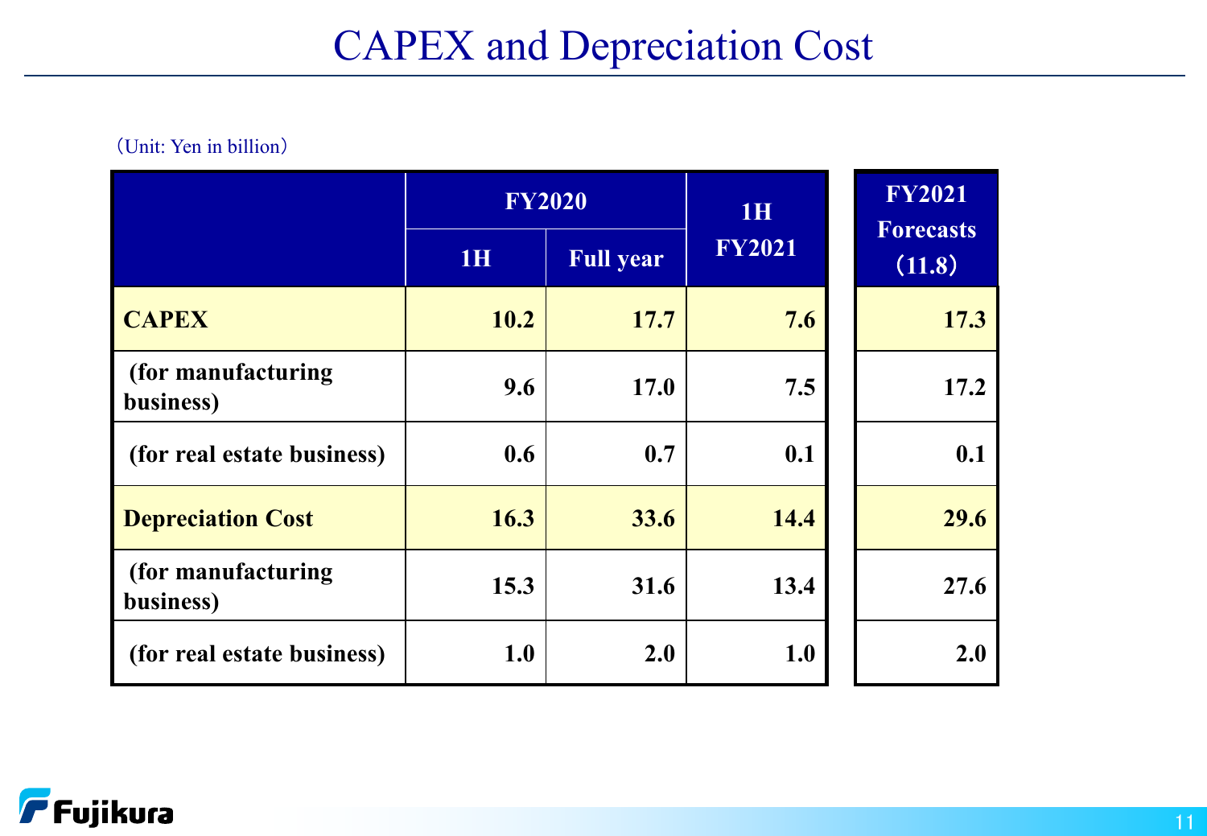# CAPEX and Depreciation Cost

（Unit: Yen in billion）

| | FY2020 | | 1H FY2021 | FY2021 Forecasts （11.8） |
|---|---|---|---|---|
| | 1H | Full year | | |
| **CAPEX** | **10.2** | **17.7** | **7.6** | **17.3** |
| **(for manufacturing business)** | **9.6** | **17.0** | **7.5** | **17.2** |
| **(for real estate business)** | **0.6** | **0.7** | **0.1** | **0.1** |
| **Depreciation Cost** | **16.3** | **33.6** | **14.4** | **29.6** |
| **(for manufacturing business)** | **15.3** | **31.6** | **13.4** | **27.6** |
| **(for real estate business)** | **1.0** | **2.0** | **1.0** | **2.0** |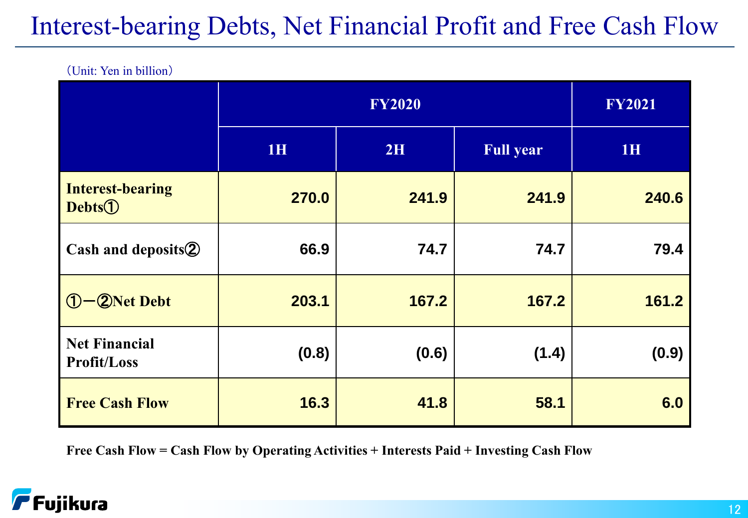# Interest-bearing Debts, Net Financial Profit and Free Cash Flow

（Unit: Yen in billion）

| | FY2020 | | | FY2021 |
|---|---|---|---|---|
| | 1H | 2H | Full year | 1H |
| **Interest-bearing Debts①** | 270.0 | 241.9 | 241.9 | 240.6 |
| **Cash and deposits②** | 66.9 | 74.7 | 74.7 | 79.4 |
| **①－②Net Debt** | 203.1 | 167.2 | 167.2 | 161.2 |
| **Net Financial Profit/Loss** | (0.8) | (0.6) | (1.4) | (0.9) |
| **Free Cash Flow** | 16.3 | 41.8 | 58.1 | 6.0 |

**Free Cash Flow = Cash Flow by Operating Activities + Interests Paid + Investing Cash Flow**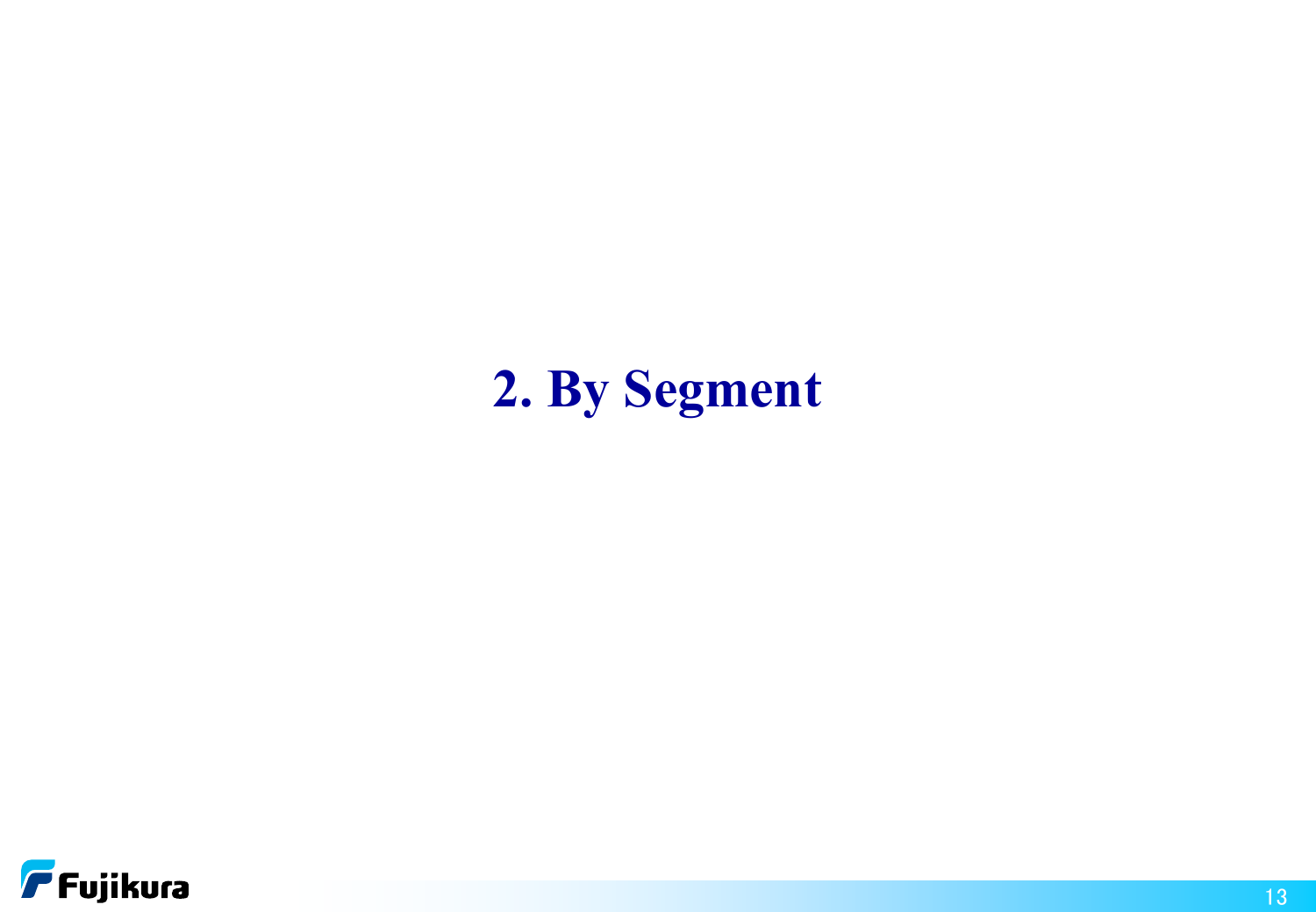# 2. By Segment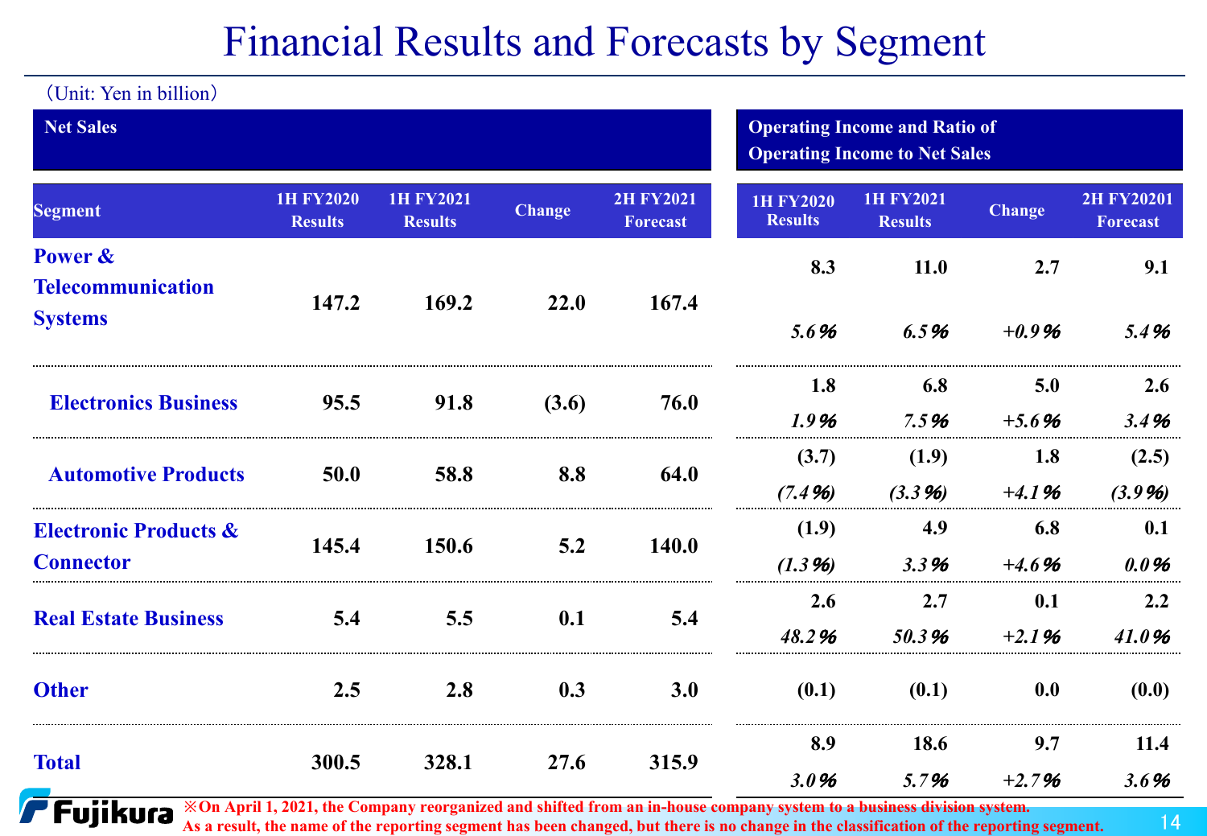# Financial Results and Forecasts by Segment

（Unit: Yen in billion）

| | Net Sales | | | | Operating Income and Ratio of Operating Income to Net Sales | | | |
|---|---|---|---|---|---|---|---|---|
| Segment | 1H FY2020 Results | 1H FY2021 Results | Change | 2H FY2021 Forecast | 1H FY2020 Results | 1H FY2021 Results | Change | 2H FY20201 Forecast |
| **Power & Telecommunication Systems** | 147.2 | 169.2 | 22.0 | 167.4 | 8.3<br>*5.6%* | 11.0<br>*6.5%* | 2.7<br>*+0.9%* | 9.1<br>*5.4%* |
| **Electronics Business** | 95.5 | 91.8 | (3.6) | 76.0 | 1.8<br>*1.9%* | 6.8<br>*7.5%* | 5.0<br>*+5.6%* | 2.6<br>*3.4%* |
| **Automotive Products** | 50.0 | 58.8 | 8.8 | 64.0 | (3.7)<br>*(7.4%)* | (1.9)<br>*(3.3%)* | 1.8<br>*+4.1%* | (2.5)<br>*(3.9%)* |
| **Electronic Products & Connector** | 145.4 | 150.6 | 5.2 | 140.0 | (1.9)<br>*(1.3%)* | 4.9<br>*3.3%* | 6.8<br>*+4.6%* | 0.1<br>*0.0%* |
| **Real Estate Business** | 5.4 | 5.5 | 0.1 | 5.4 | 2.6<br>*48.2%* | 2.7<br>*50.3%* | 0.1<br>*+2.1%* | 2.2<br>*41.0%* |
| **Other** | 2.5 | 2.8 | 0.3 | 3.0 | (0.1) | (0.1) | 0.0 | (0.0) |
| **Total** | 300.5 | 328.1 | 27.6 | 315.9 | 8.9<br>*3.0%* | 18.6<br>*5.7%* | 9.7<br>*+2.7%* | 11.4<br>*3.6%* |

※On April 1, 2021, the Company reorganized and shifted from an in-house company system to a business division system. As a result, the name of the reporting segment has been changed, but there is no change in the classification of the reporting segment.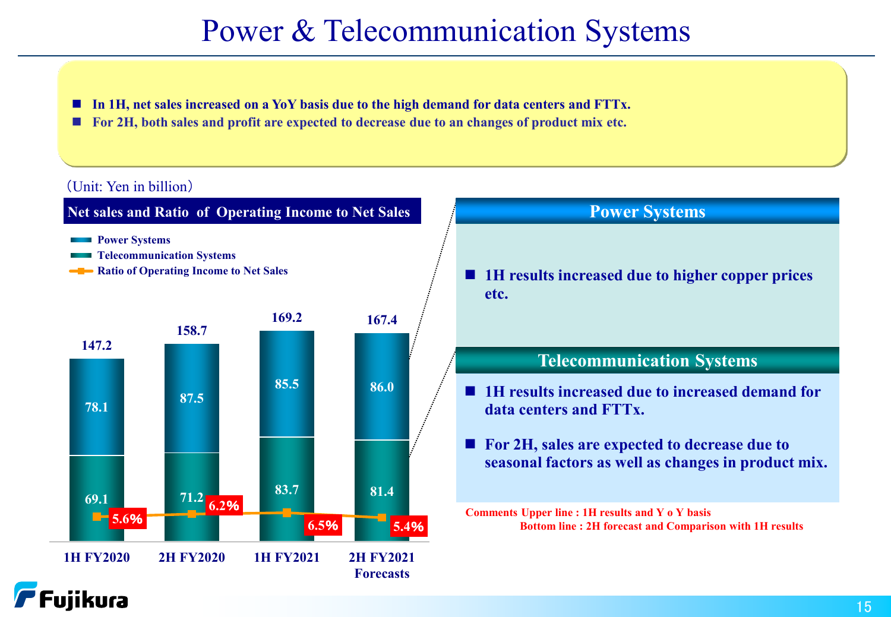# Power & Telecommunication Systems

- In 1H, net sales increased on a YoY basis due to the high demand for data centers and FTTx.
- For 2H, both sales and profit are expected to decrease due to an changes of product mix etc.

（Unit: Yen in billion）

**Net sales and Ratio of Operating Income to Net Sales**

| | 1H FY2020 | 2H FY2020 | 1H FY2021 | 2H FY2021 Forecasts |
|---|---|---|---|---|
| Power Systems | 78.1 | 87.5 | 85.5 | 86.0 |
| Telecommunication Systems | 69.1 | 71.2 | 83.7 | 81.4 |
| Total | 147.2 | 158.7 | 169.2 | 167.4 |
| Ratio of Operating Income to Net Sales | 5.6% | 6.2% | 6.5% | 5.4% |

## Power Systems

- 1H results increased due to higher copper prices etc.

## Telecommunication Systems

- 1H results increased due to increased demand for data centers and FTTx.
- For 2H, sales are expected to decrease due to seasonal factors as well as changes in product mix.

Comments Upper line : 1H results and Y o Y basis
Bottom line : 2H forecast and Comparison with 1H results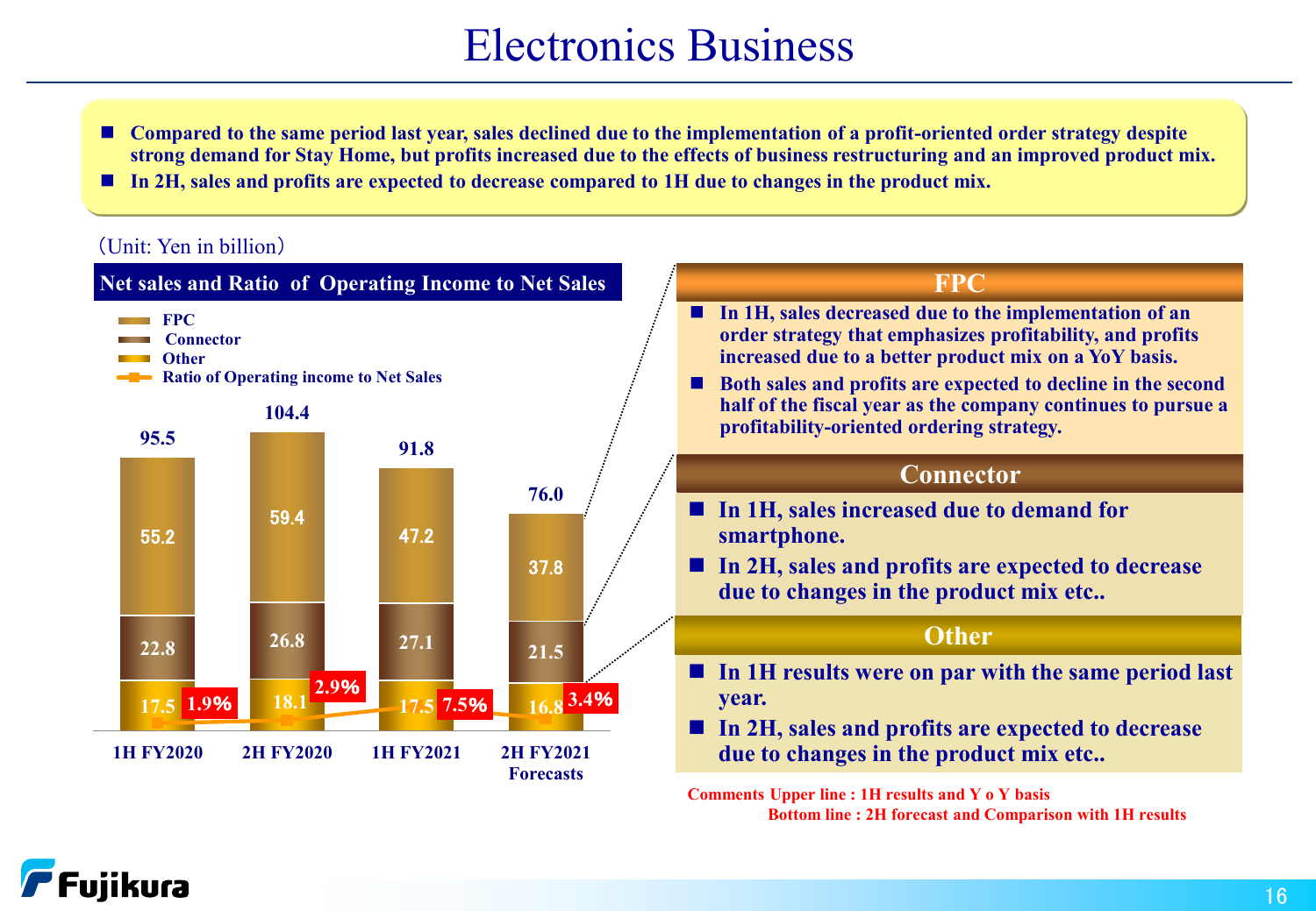# Electronics Business

- Compared to the same period last year, sales declined due to the implementation of a profit-oriented order strategy despite strong demand for Stay Home, but profits increased due to the effects of business restructuring and an improved product mix.
- In 2H, sales and profits are expected to decrease compared to 1H due to changes in the product mix.

（Unit: Yen in billion）

## Net sales and Ratio of Operating Income to Net Sales

| | 1H FY2020 | 2H FY2020 | 1H FY2021 | 2H FY2021 Forecasts |
|---|---|---|---|---|
| FPC | 55.2 | 59.4 | 47.2 | 37.8 |
| Connector | 22.8 | 26.8 | 27.1 | 21.5 |
| Other | 17.5 | 18.1 | 17.5 | 16.8 |
| Total | 95.5 | 104.4 | 91.8 | 76.0 |
| Ratio of Operating income to Net Sales | 1.9% | 2.9% | 7.5% | 3.4% |

## FPC

- In 1H, sales decreased due to the implementation of an order strategy that emphasizes profitability, and profits increased due to a better product mix on a YoY basis.
- Both sales and profits are expected to decline in the second half of the fiscal year as the company continues to pursue a profitability-oriented ordering strategy.

## Connector

- In 1H, sales increased due to demand for smartphone.
- In 2H, sales and profits are expected to decrease due to changes in the product mix etc..

## Other

- In 1H results were on par with the same period last year.
- In 2H, sales and profits are expected to decrease due to changes in the product mix etc..

Comments Upper line : 1H results and Y o Y basis
Bottom line : 2H forecast and Comparison with 1H results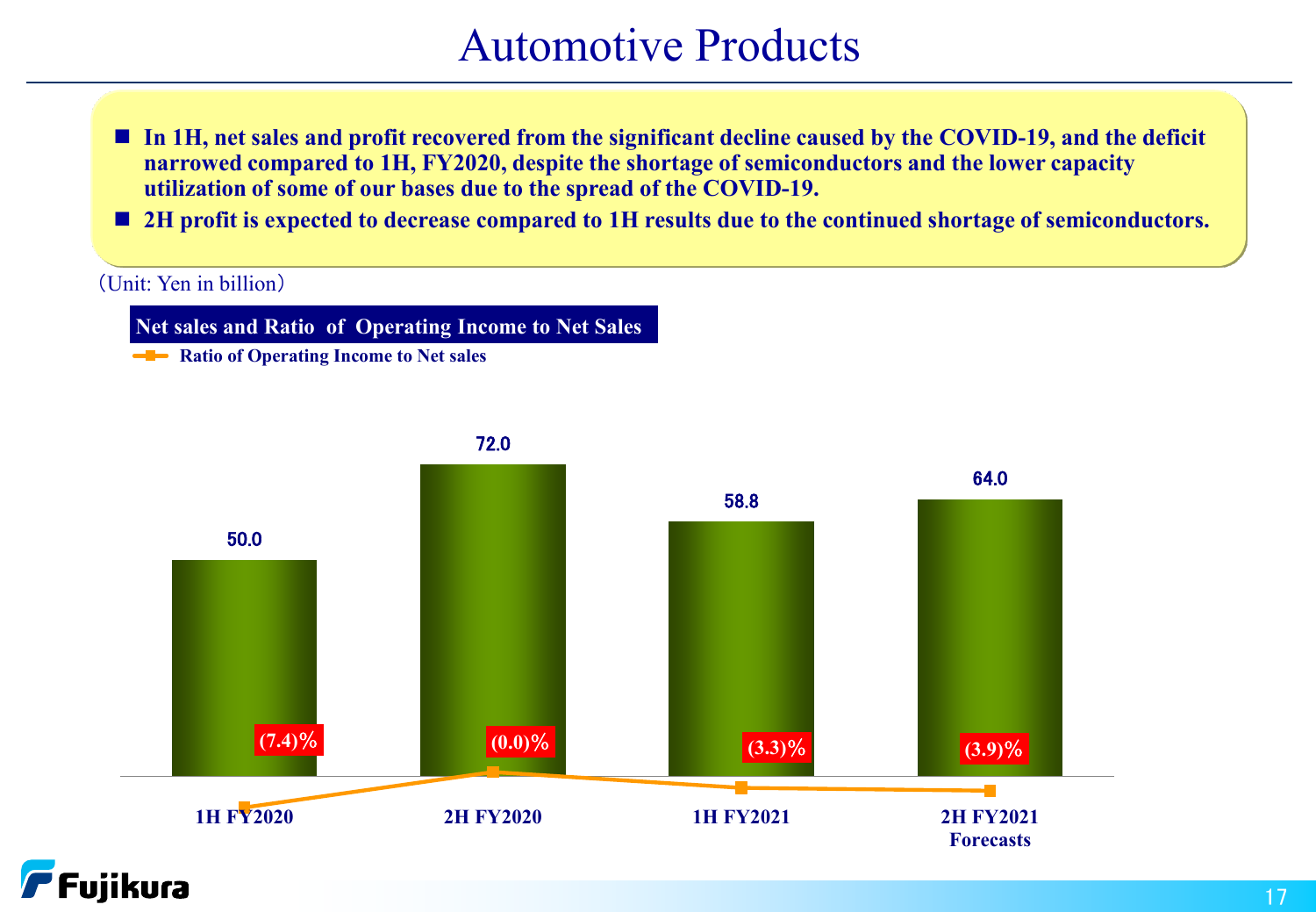# Automotive Products

- **In 1H, net sales and profit recovered from the significant decline caused by the COVID-19, and the deficit narrowed compared to 1H, FY2020, despite the shortage of semiconductors and the lower capacity utilization of some of our bases due to the spread of the COVID-19.**
- **2H profit is expected to decrease compared to 1H results due to the continued shortage of semiconductors.**

(Unit: Yen in billion)

**Net sales and Ratio of Operating Income to Net Sales**

| | 1H FY2020 | 2H FY2020 | 1H FY2021 | 2H FY2021 Forecasts |
|---|---|---|---|---|
| Net sales | 50.0 | 72.0 | 58.8 | 64.0 |
| Ratio of Operating Income to Net sales | (7.4)% | (0.0)% | (3.3)% | (3.9)% |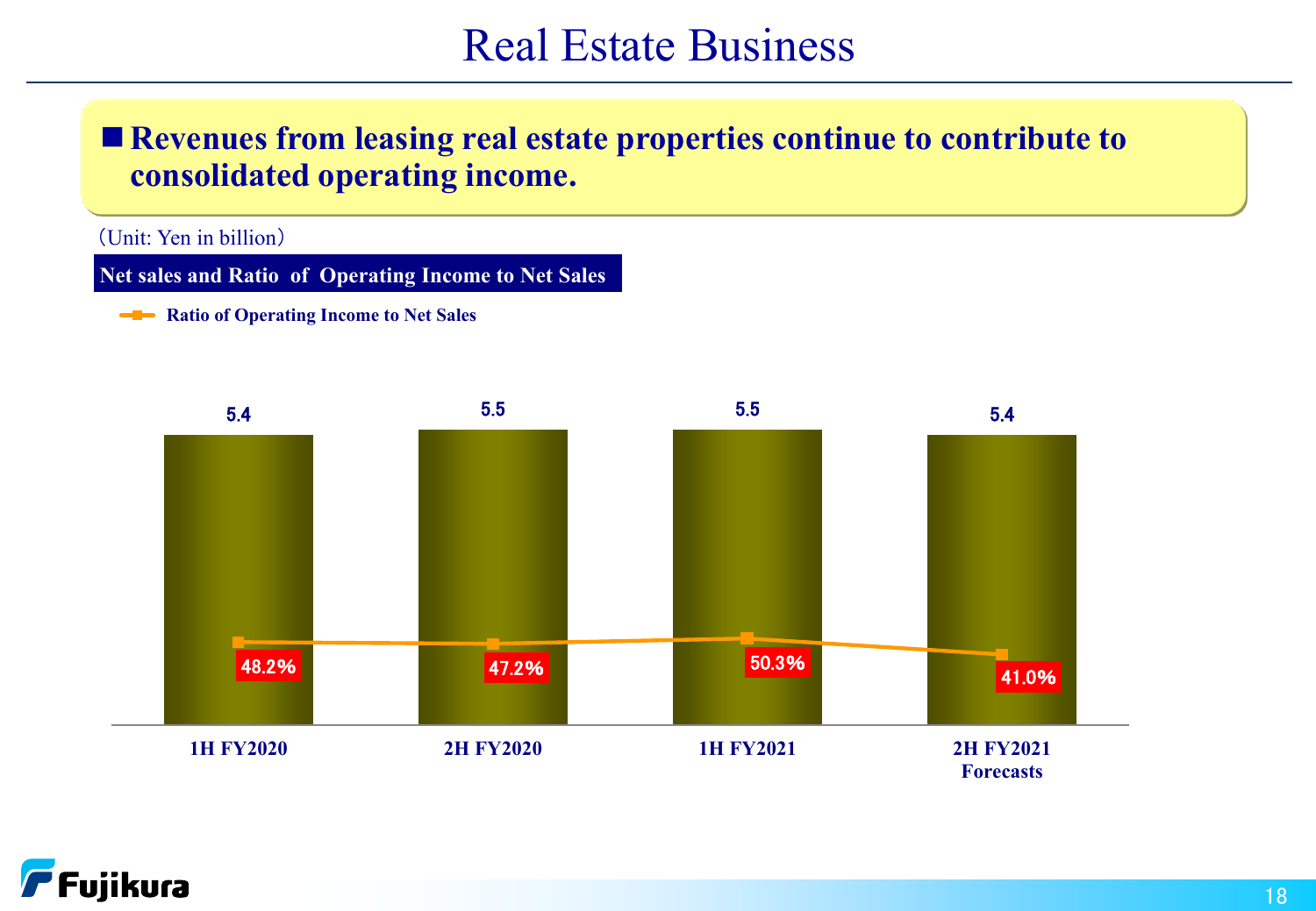# Real Estate Business

■ **Revenues from leasing real estate properties continue to contribute to consolidated operating income.**

（Unit: Yen in billion）

**Net sales and Ratio of Operating Income to Net Sales**

| | 1H FY2020 | 2H FY2020 | 1H FY2021 | 2H FY2021 Forecasts |
|---|---|---|---|---|
| Net sales | 5.4 | 5.5 | 5.5 | 5.4 |
| Ratio of Operating Income to Net Sales | 48.2% | 47.2% | 50.3% | 41.0% |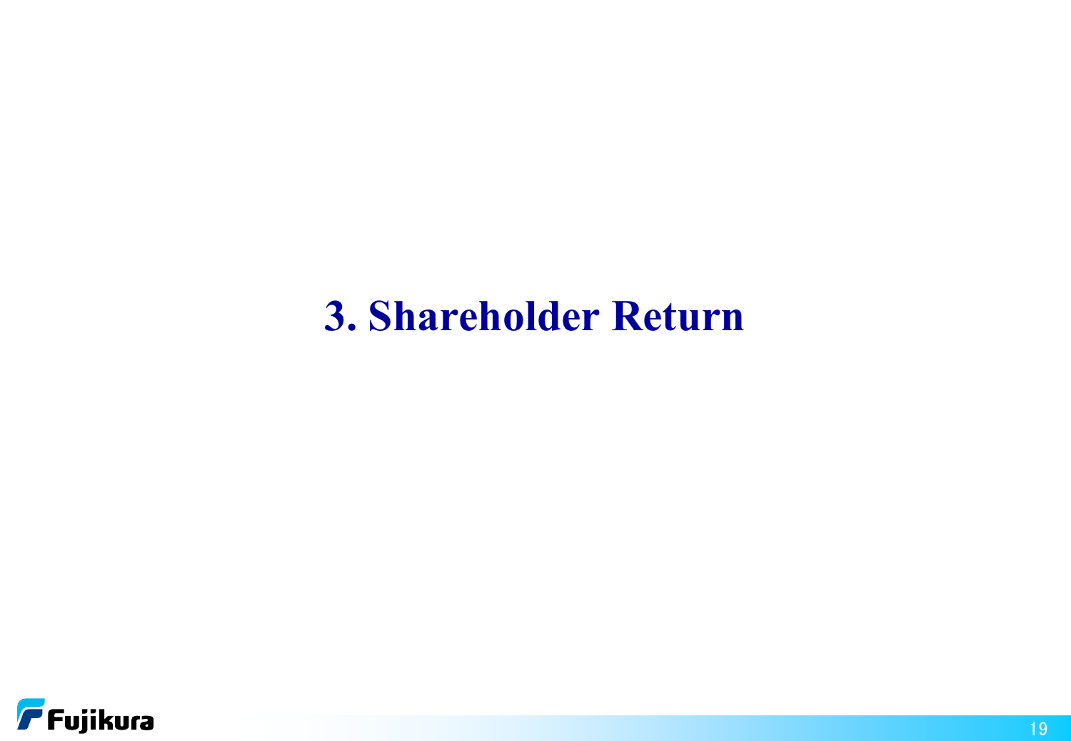# 3. Shareholder Return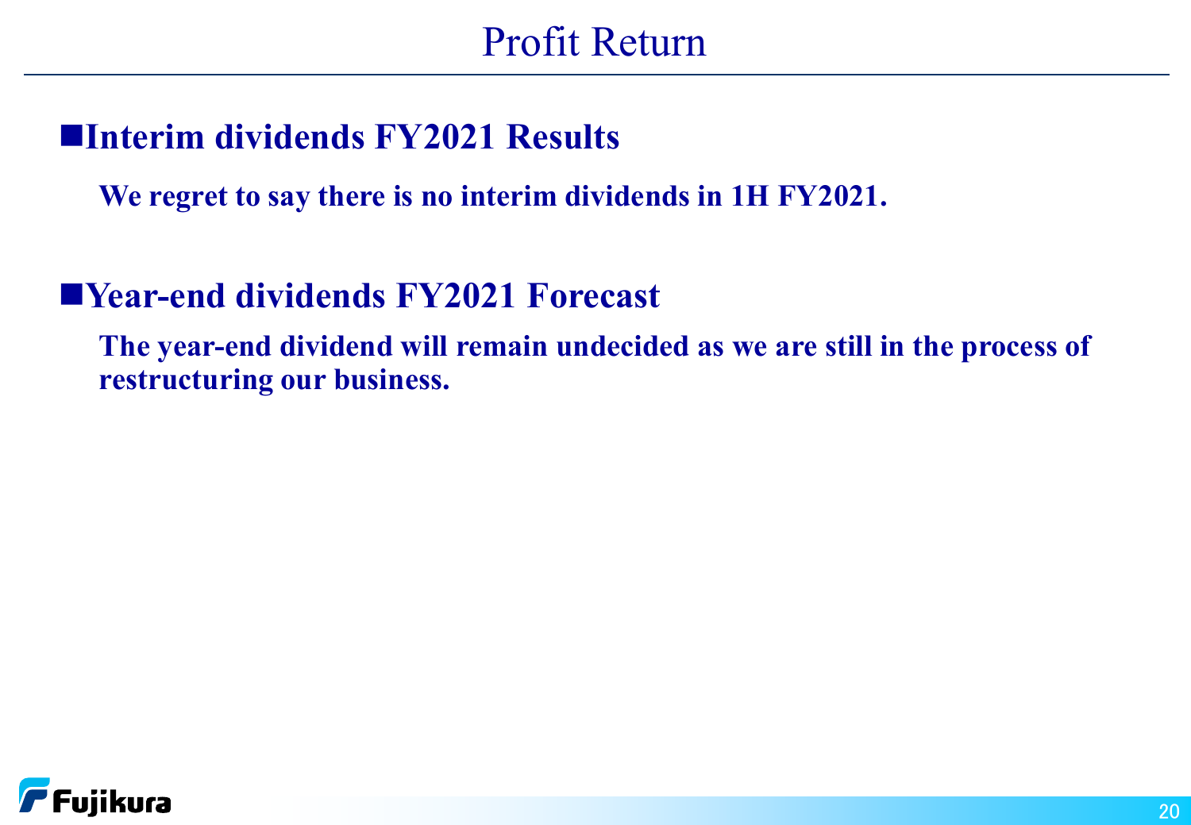# Profit Return

## ■Interim dividends FY2021 Results

**We regret to say there is no interim dividends in 1H FY2021.**

## ■Year-end dividends FY2021 Forecast

**The year-end dividend will remain undecided as we are still in the process of restructuring our business.**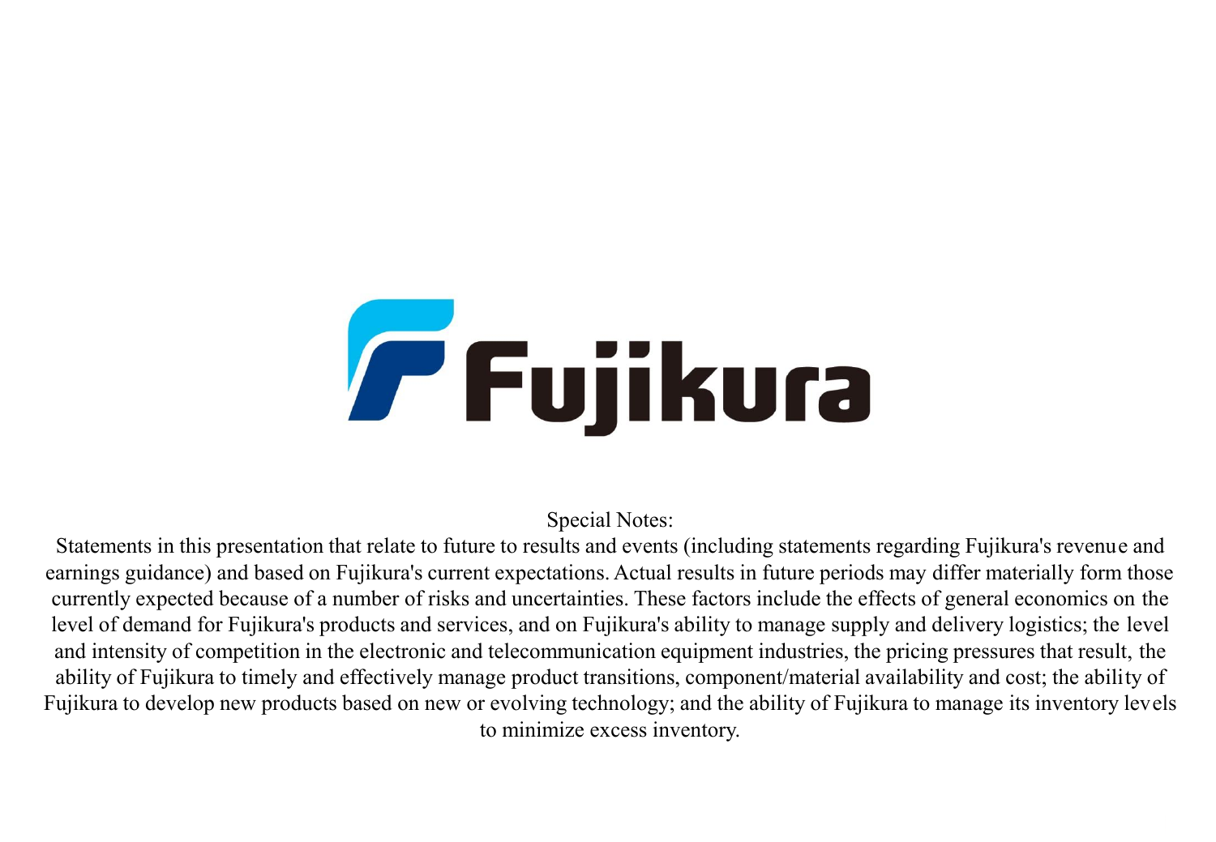Fujikura

Special Notes:

Statements in this presentation that relate to future to results and events (including statements regarding Fujikura's revenue and earnings guidance) and based on Fujikura's current expectations. Actual results in future periods may differ materially form those currently expected because of a number of risks and uncertainties. These factors include the effects of general economics on the level of demand for Fujikura's products and services, and on Fujikura's ability to manage supply and delivery logistics; the level and intensity of competition in the electronic and telecommunication equipment industries, the pricing pressures that result, the ability of Fujikura to timely and effectively manage product transitions, component/material availability and cost; the ability of Fujikura to develop new products based on new or evolving technology; and the ability of Fujikura to manage its inventory levels to minimize excess inventory.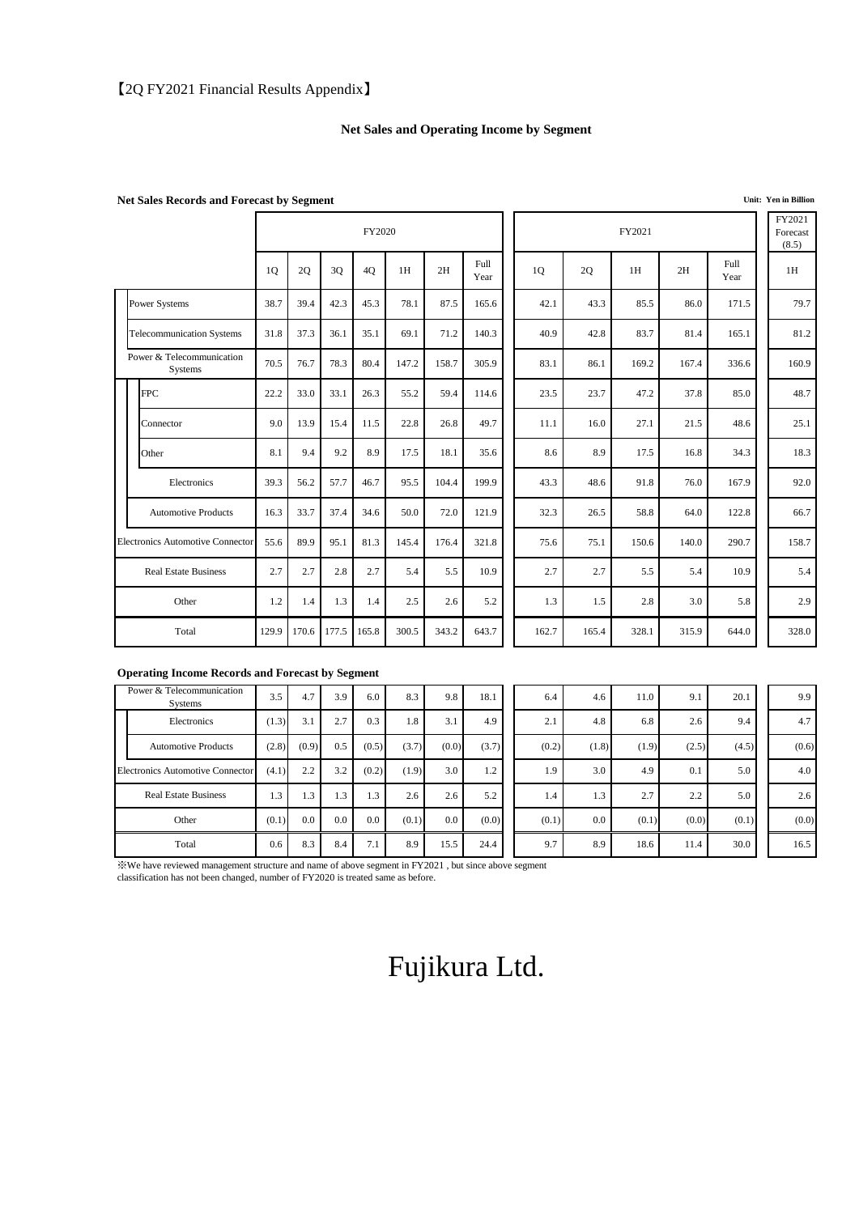【2Q FY2021 Financial Results Appendix】

### Net Sales and Operating Income by Segment

**Net Sales Records and Forecast by Segment**

Unit: Yen in Billion

| | FY2020 | | | | | | | FY2021 | | | | | FY2021 Forecast (8.5) |
|---|---|---|---|---|---|---|---|---|---|---|---|---|---|
| | 1Q | 2Q | 3Q | 4Q | 1H | 2H | Full Year | 1Q | 2Q | 1H | 2H | Full Year | 1H |
| Power Systems | 38.7 | 39.4 | 42.3 | 45.3 | 78.1 | 87.5 | 165.6 | 42.1 | 43.3 | 85.5 | 86.0 | 171.5 | 79.7 |
| Telecommunication Systems | 31.8 | 37.3 | 36.1 | 35.1 | 69.1 | 71.2 | 140.3 | 40.9 | 42.8 | 83.7 | 81.4 | 165.1 | 81.2 |
| Power & Telecommunication Systems | 70.5 | 76.7 | 78.3 | 80.4 | 147.2 | 158.7 | 305.9 | 83.1 | 86.1 | 169.2 | 167.4 | 336.6 | 160.9 |
| FPC | 22.2 | 33.0 | 33.1 | 26.3 | 55.2 | 59.4 | 114.6 | 23.5 | 23.7 | 47.2 | 37.8 | 85.0 | 48.7 |
| Connector | 9.0 | 13.9 | 15.4 | 11.5 | 22.8 | 26.8 | 49.7 | 11.1 | 16.0 | 27.1 | 21.5 | 48.6 | 25.1 |
| Other | 8.1 | 9.4 | 9.2 | 8.9 | 17.5 | 18.1 | 35.6 | 8.6 | 8.9 | 17.5 | 16.8 | 34.3 | 18.3 |
| Electronics | 39.3 | 56.2 | 57.7 | 46.7 | 95.5 | 104.4 | 199.9 | 43.3 | 48.6 | 91.8 | 76.0 | 167.9 | 92.0 |
| Automotive Products | 16.3 | 33.7 | 37.4 | 34.6 | 50.0 | 72.0 | 121.9 | 32.3 | 26.5 | 58.8 | 64.0 | 122.8 | 66.7 |
| Electronics Automotive Connector | 55.6 | 89.9 | 95.1 | 81.3 | 145.4 | 176.4 | 321.8 | 75.6 | 75.1 | 150.6 | 140.0 | 290.7 | 158.7 |
| Real Estate Business | 2.7 | 2.7 | 2.8 | 2.7 | 5.4 | 5.5 | 10.9 | 2.7 | 2.7 | 5.5 | 5.4 | 10.9 | 5.4 |
| Other | 1.2 | 1.4 | 1.3 | 1.4 | 2.5 | 2.6 | 5.2 | 1.3 | 1.5 | 2.8 | 3.0 | 5.8 | 2.9 |
| Total | 129.9 | 170.6 | 177.5 | 165.8 | 300.5 | 343.2 | 643.7 | 162.7 | 165.4 | 328.1 | 315.9 | 644.0 | 328.0 |

**Operating Income Records and Forecast by Segment**

| | FY2020 1Q | 2Q | 3Q | 4Q | 1H | 2H | Full Year | FY2021 1Q | 2Q | 1H | 2H | Full Year | FY2021 Forecast (8.5) 1H |
|---|---|---|---|---|---|---|---|---|---|---|---|---|---|
| Power & Telecommunication Systems | 3.5 | 4.7 | 3.9 | 6.0 | 8.3 | 9.8 | 18.1 | 6.4 | 4.6 | 11.0 | 9.1 | 20.1 | 9.9 |
| Electronics | (1.3) | 3.1 | 2.7 | 0.3 | 1.8 | 3.1 | 4.9 | 2.1 | 4.8 | 6.8 | 2.6 | 9.4 | 4.7 |
| Automotive Products | (2.8) | (0.9) | 0.5 | (0.5) | (3.7) | (0.0) | (3.7) | (0.2) | (1.8) | (1.9) | (2.5) | (4.5) | (0.6) |
| Electronics Automotive Connector | (4.1) | 2.2 | 3.2 | (0.2) | (1.9) | 3.0 | 1.2 | 1.9 | 3.0 | 4.9 | 0.1 | 5.0 | 4.0 |
| Real Estate Business | 1.3 | 1.3 | 1.3 | 1.3 | 2.6 | 2.6 | 5.2 | 1.4 | 1.3 | 2.7 | 2.2 | 5.0 | 2.6 |
| Other | (0.1) | 0.0 | 0.0 | 0.0 | (0.1) | 0.0 | (0.0) | (0.1) | 0.0 | (0.1) | (0.0) | (0.1) | (0.0) |
| Total | 0.6 | 8.3 | 8.4 | 7.1 | 8.9 | 15.5 | 24.4 | 9.7 | 8.9 | 18.6 | 11.4 | 30.0 | 16.5 |

※We have reviewed management structure and name of above segment in FY2021 , but since above segment classification has not been changed, number of FY2020 is treated same as before.

Fujikura Ltd.